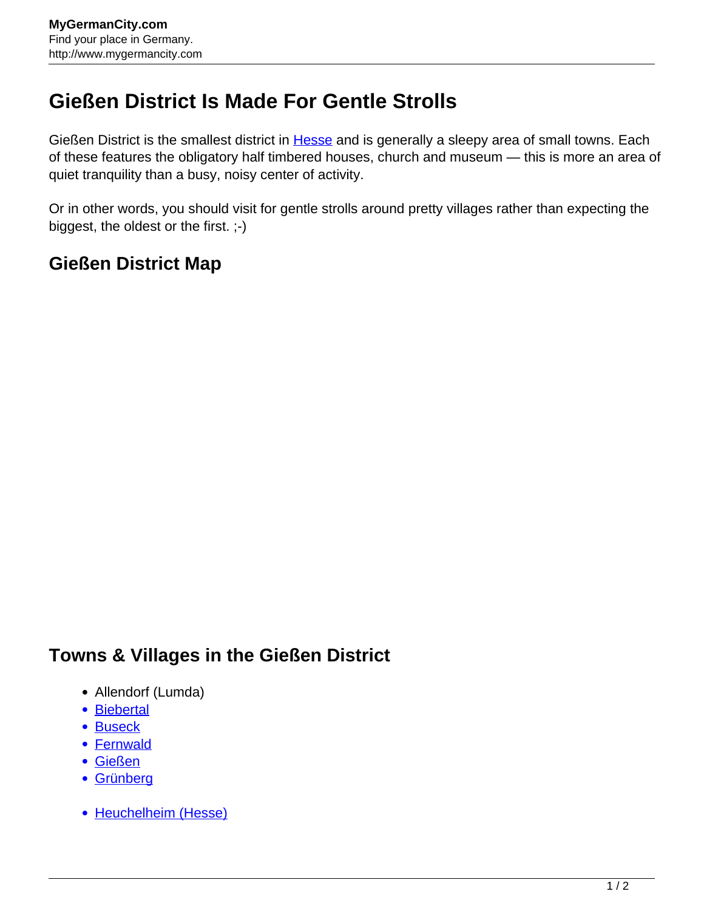# Gießen District Is Made For Gentle Strolls

Gießen District is the smallest district in Hesse and is generally a sleepy area of small towns. Each of these features the obligatory half timbered houses, church and museum — this is more an area of quiet tranquility than a busy, noisy center of activity.

Or in other words, you should visit for gentle strolls around pretty villages rather than expecting the biggest, the oldest or the first. ;-)

## Gießen District Map

## Towns & Villages in the Gießen District

- Allendorf (Lumda)
- Biebertal
- Buseck
- Fernwald
- Gießen
- Grünberg
- Heuchelheim (Hesse)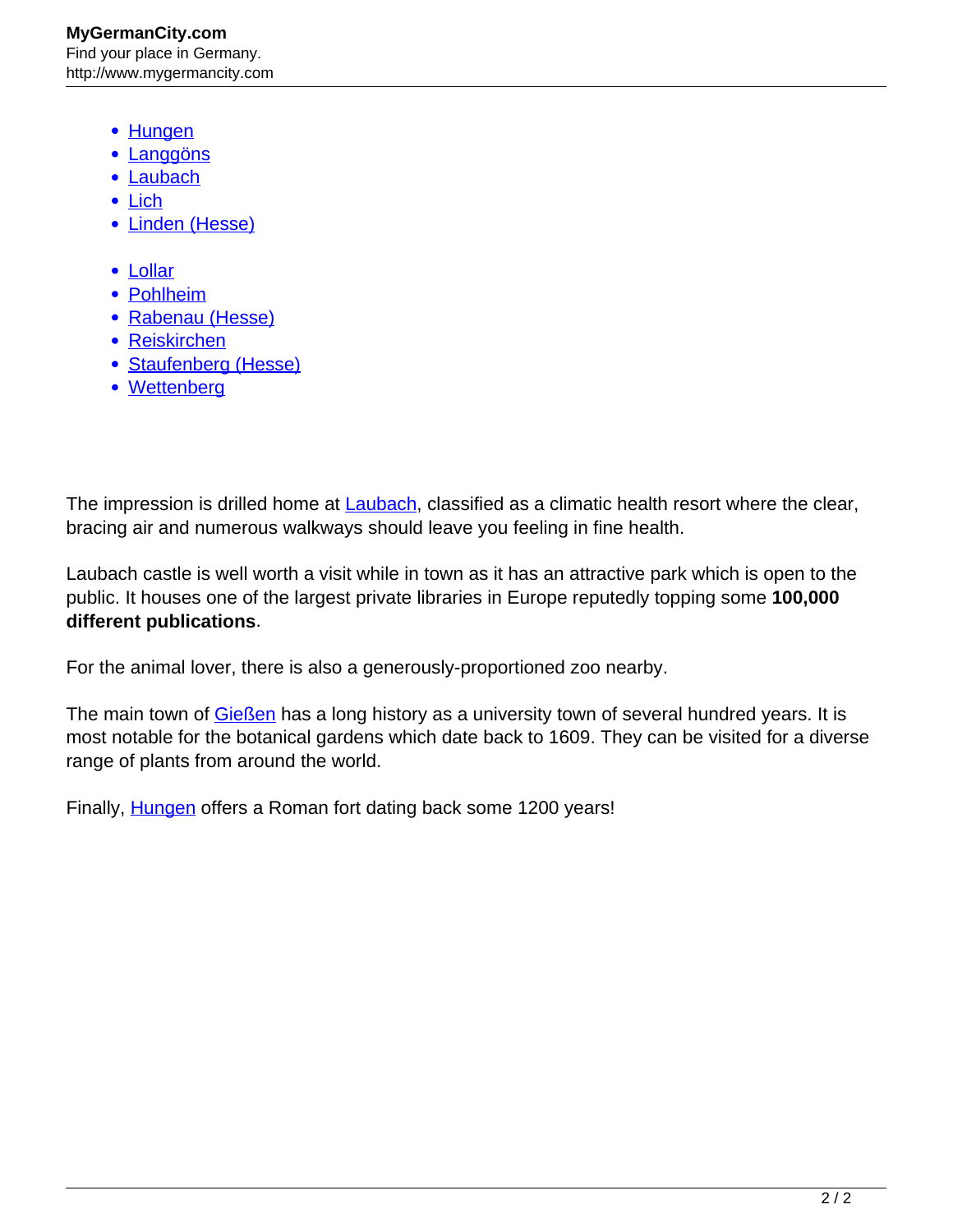- Hungen
- Langgöns
- Laubach
- Lich
- Linden (Hesse)

- Lollar
- Pohlheim
- Rabenau (Hesse)
- Reiskirchen
- Staufenberg (Hesse)
- Wettenberg

The impression is drilled home at Laubach, classified as a climatic health resort where the clear, bracing air and numerous walkways should leave you feeling in fine health.

Laubach castle is well worth a visit while in town as it has an attractive park which is open to the public. It houses one of the largest private libraries in Europe reputedly topping some **100,000 different publications**.

For the animal lover, there is also a generously-proportioned zoo nearby.

The main town of Gießen has a long history as a university town of several hundred years. It is most notable for the botanical gardens which date back to 1609. They can be visited for a diverse range of plants from around the world.

Finally, Hungen offers a Roman fort dating back some 1200 years!